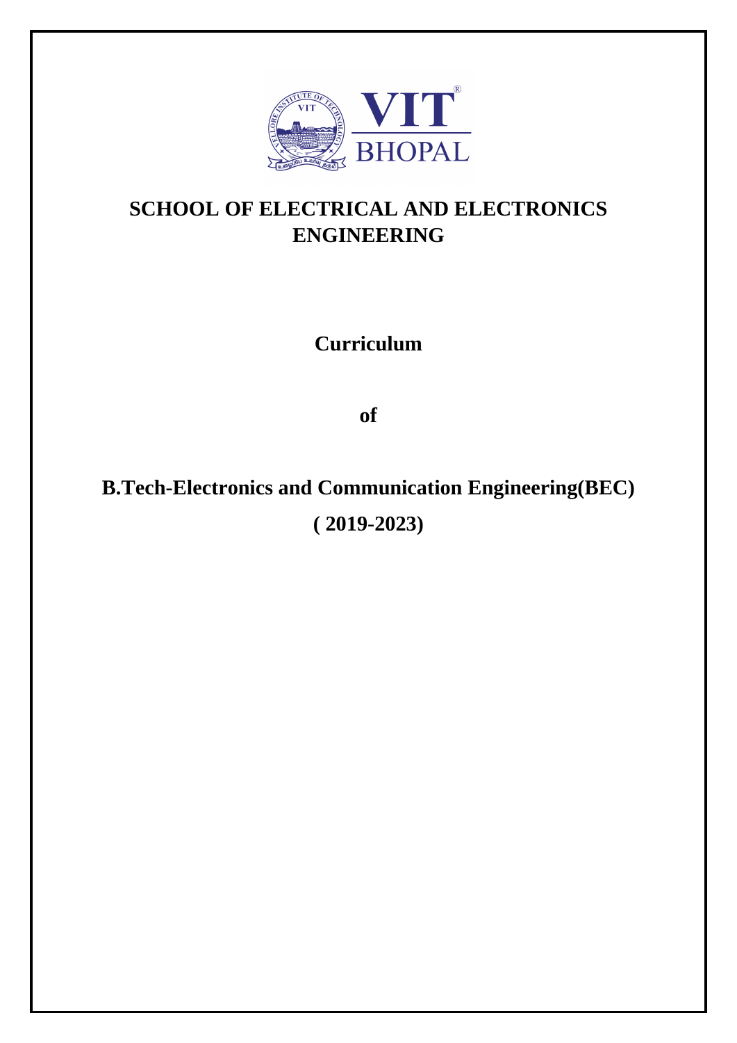# SCHOOL OF ELECTRICAL AND ELECTRONICS ENGINEERING

## Curriculum

## of

## B.Tech-Electronics and Communication Engineering(BEC)

## ( 2019-2023)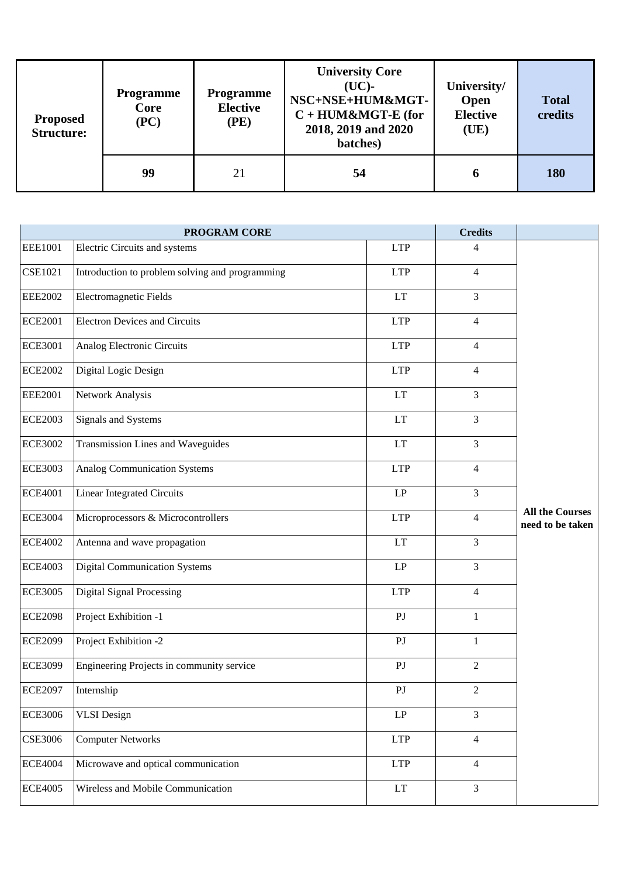| Proposed Structure: | Programme Core (PC) | Programme Elective (PE) | University Core (UC)- NSC+NSE+HUM&MGT-C + HUM&MGT-E (for 2018, 2019 and 2020 batches) | University/ Open Elective (UE) | Total credits |
|---|---|---|---|---|---|
| | **99** | 21 | **54** | **6** | **180** |

| PROGRAM CORE | | | Credits | |
|---|---|---|---|---|
| EEE1001 | Electric Circuits and systems | LTP | 4 | **All the Courses need to be taken** |
| CSE1021 | Introduction to problem solving and programming | LTP | 4 | |
| EEE2002 | Electromagnetic Fields | LT | 3 | |
| ECE2001 | Electron Devices and Circuits | LTP | 4 | |
| ECE3001 | Analog Electronic Circuits | LTP | 4 | |
| ECE2002 | Digital Logic Design | LTP | 4 | |
| EEE2001 | Network Analysis | LT | 3 | |
| ECE2003 | Signals and Systems | LT | 3 | |
| ECE3002 | Transmission Lines and Waveguides | LT | 3 | |
| ECE3003 | Analog Communication Systems | LTP | 4 | |
| ECE4001 | Linear Integrated Circuits | LP | 3 | |
| ECE3004 | Microprocessors & Microcontrollers | LTP | 4 | |
| ECE4002 | Antenna and wave propagation | LT | 3 | |
| ECE4003 | Digital Communication Systems | LP | 3 | |
| ECE3005 | Digital Signal Processing | LTP | 4 | |
| ECE2098 | Project Exhibition -1 | PJ | 1 | |
| ECE2099 | Project Exhibition -2 | PJ | 1 | |
| ECE3099 | Engineering Projects in community service | PJ | 2 | |
| ECE2097 | Internship | PJ | 2 | |
| ECE3006 | VLSI Design | LP | 3 | |
| CSE3006 | Computer Networks | LTP | 4 | |
| ECE4004 | Microwave and optical communication | LTP | 4 | |
| ECE4005 | Wireless and Mobile Communication | LT | 3 | |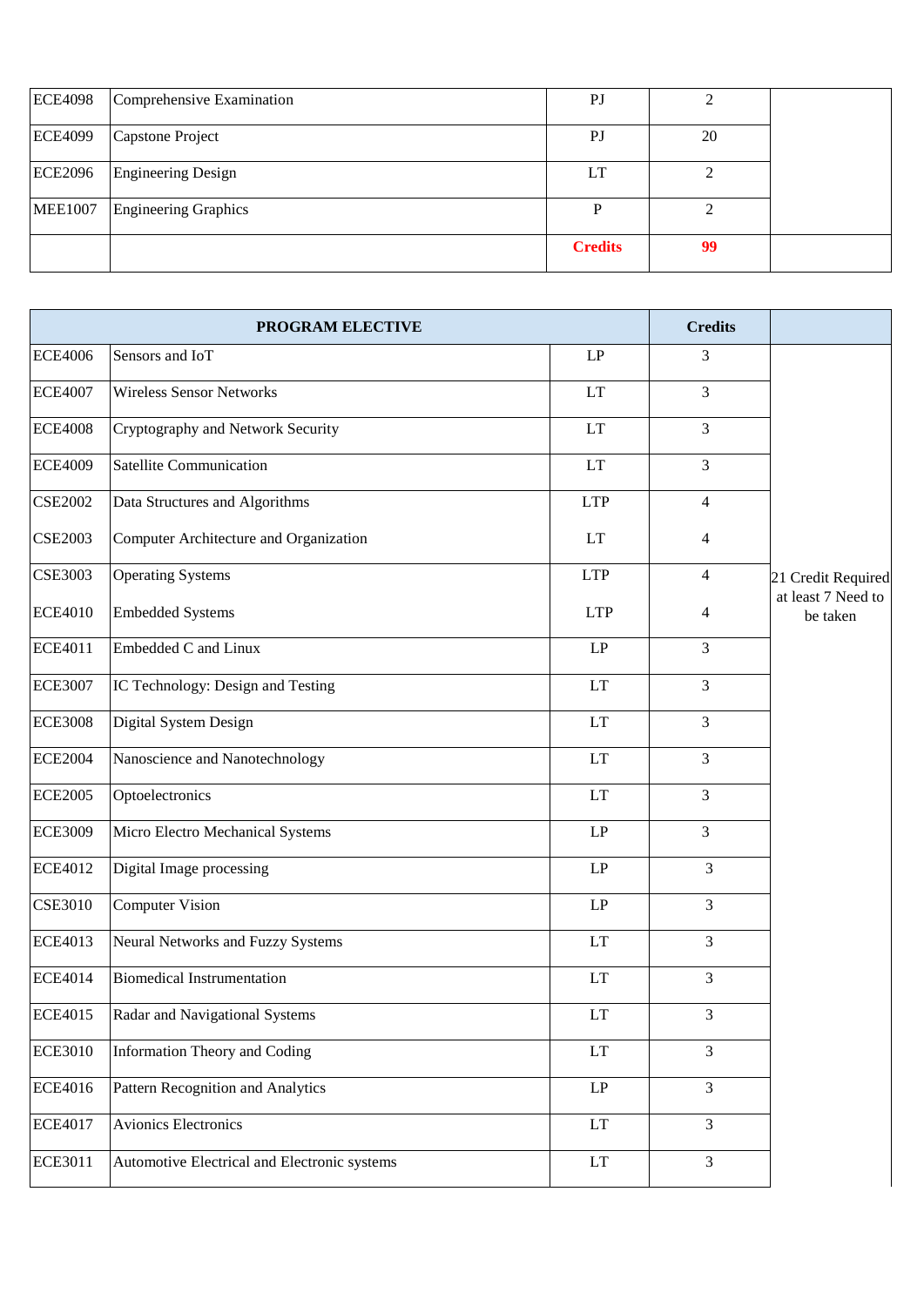| | | | | |
|---|---|---|---|---|
| ECE4098 | Comprehensive Examination | PJ | 2 | |
| ECE4099 | Capstone Project | PJ | 20 | |
| ECE2096 | Engineering Design | LT | 2 | |
| MEE1007 | Engineering Graphics | P | 2 | |
| | | **Credits** | **99** | |

| PROGRAM ELECTIVE | | | Credits | |
|---|---|---|---|---|
| ECE4006 | Sensors and IoT | LP | 3 | 21 Credit Required at least 7 Need to be taken |
| ECE4007 | Wireless Sensor Networks | LT | 3 | |
| ECE4008 | Cryptography and Network Security | LT | 3 | |
| ECE4009 | Satellite Communication | LT | 3 | |
| CSE2002 | Data Structures and Algorithms | LTP | 4 | |
| CSE2003 | Computer Architecture and Organization | LT | 4 | |
| CSE3003 | Operating Systems | LTP | 4 | |
| ECE4010 | Embedded Systems | LTP | 4 | |
| ECE4011 | Embedded C and Linux | LP | 3 | |
| ECE3007 | IC Technology: Design and Testing | LT | 3 | |
| ECE3008 | Digital System Design | LT | 3 | |
| ECE2004 | Nanoscience and Nanotechnology | LT | 3 | |
| ECE2005 | Optoelectronics | LT | 3 | |
| ECE3009 | Micro Electro Mechanical Systems | LP | 3 | |
| ECE4012 | Digital Image processing | LP | 3 | |
| CSE3010 | Computer Vision | LP | 3 | |
| ECE4013 | Neural Networks and Fuzzy Systems | LT | 3 | |
| ECE4014 | Biomedical Instrumentation | LT | 3 | |
| ECE4015 | Radar and Navigational Systems | LT | 3 | |
| ECE3010 | Information Theory and Coding | LT | 3 | |
| ECE4016 | Pattern Recognition and Analytics | LP | 3 | |
| ECE4017 | Avionics Electronics | LT | 3 | |
| ECE3011 | Automotive Electrical and Electronic systems | LT | 3 | |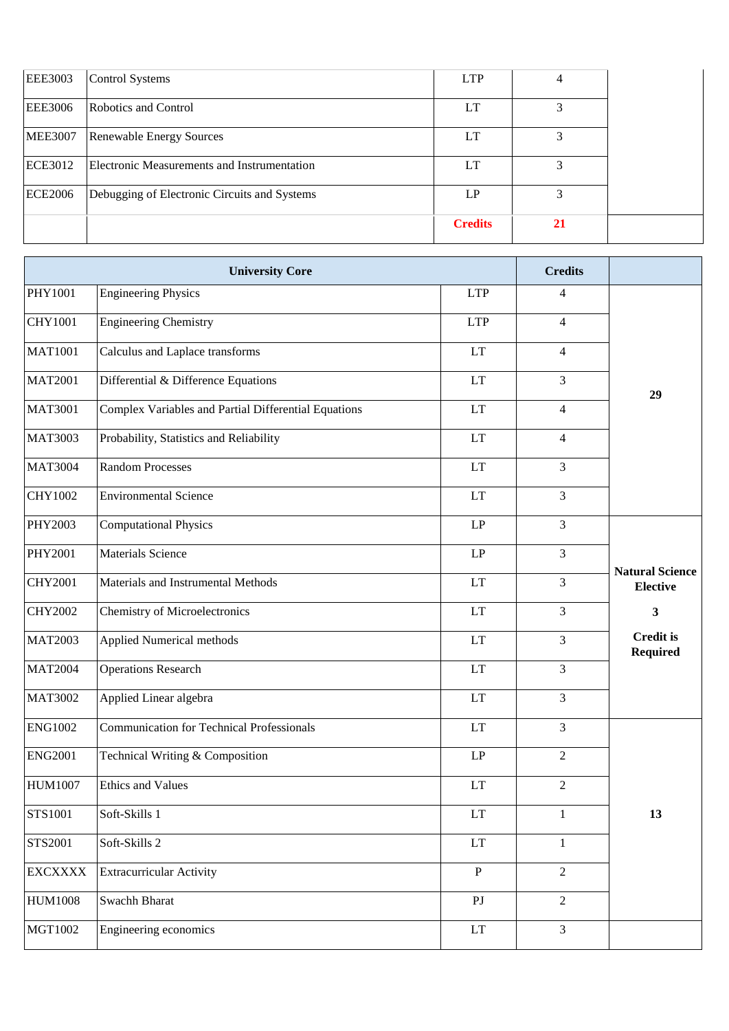| | | | | |
|---|---|---|---|---|
| EEE3003 | Control Systems | LTP | 4 | |
| EEE3006 | Robotics and Control | LT | 3 | |
| MEE3007 | Renewable Energy Sources | LT | 3 | |
| ECE3012 | Electronic Measurements and Instrumentation | LT | 3 | |
| ECE2006 | Debugging of Electronic Circuits and Systems | LP | 3 | |
| | | **Credits** | **21** | |

| **University Core** | | | **Credits** | |
|---|---|---|---|---|
| PHY1001 | Engineering Physics | LTP | 4 | **29** |
| CHY1001 | Engineering Chemistry | LTP | 4 | |
| MAT1001 | Calculus and Laplace transforms | LT | 4 | |
| MAT2001 | Differential & Difference Equations | LT | 3 | |
| MAT3001 | Complex Variables and Partial Differential Equations | LT | 4 | |
| MAT3003 | Probability, Statistics and Reliability | LT | 4 | |
| MAT3004 | Random Processes | LT | 3 | |
| CHY1002 | Environmental Science | LT | 3 | |
| PHY2003 | Computational Physics | LP | 3 | **Natural Science Elective 3 Credit is Required** |
| PHY2001 | Materials Science | LP | 3 | |
| CHY2001 | Materials and Instrumental Methods | LT | 3 | |
| CHY2002 | Chemistry of Microelectronics | LT | 3 | |
| MAT2003 | Applied Numerical methods | LT | 3 | |
| MAT2004 | Operations Research | LT | 3 | |
| MAT3002 | Applied Linear algebra | LT | 3 | |
| ENG1002 | Communication for Technical Professionals | LT | 3 | **13** |
| ENG2001 | Technical Writing & Composition | LP | 2 | |
| HUM1007 | Ethics and Values | LT | 2 | |
| STS1001 | Soft-Skills 1 | LT | 1 | |
| STS2001 | Soft-Skills 2 | LT | 1 | |
| EXCXXXX | Extracurricular Activity | P | 2 | |
| HUM1008 | Swachh Bharat | PJ | 2 | |
| MGT1002 | Engineering economics | LT | 3 | |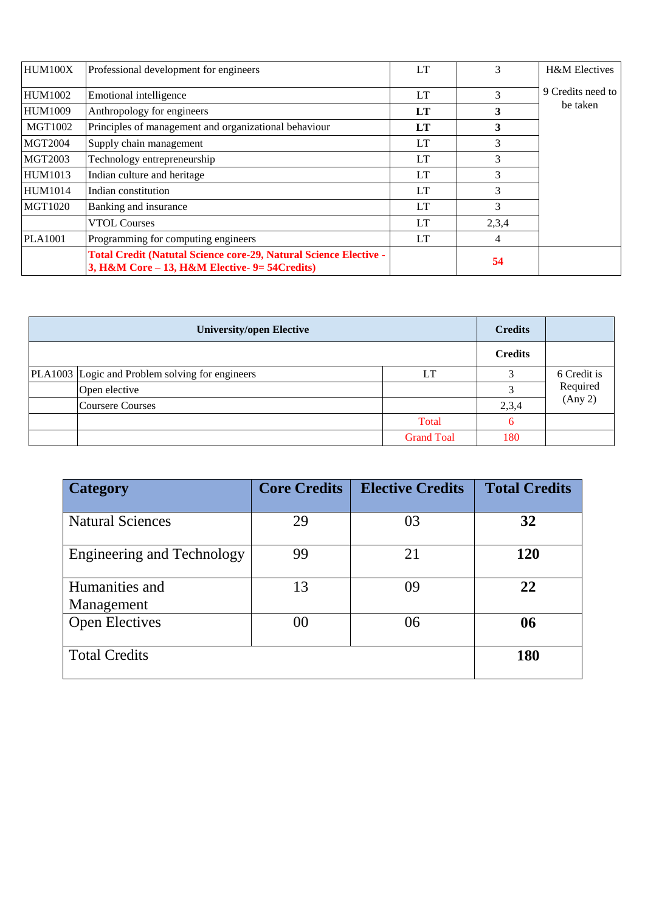| | | | | |
|---|---|---|---|---|
| HUM100X | Professional development for engineers | LT | 3 | H&M Electives<br><br>9 Credits need to be taken |
| HUM1002 | Emotional intelligence | LT | 3 | |
| HUM1009 | Anthropology for engineers | **LT** | **3** | |
| MGT1002 | Principles of management and organizational behaviour | **LT** | **3** | |
| MGT2004 | Supply chain management | LT | 3 | |
| MGT2003 | Technology entrepreneurship | LT | 3 | |
| HUM1013 | Indian culture and heritage | LT | 3 | |
| HUM1014 | Indian constitution | LT | 3 | |
| MGT1020 | Banking and insurance | LT | 3 | |
| | VTOL Courses | LT | 2,3,4 | |
| PLA1001 | Programming for computing engineers | LT | 4 | |
| | **Total Credit (Natutal Science core-29, Natural Science Elective -3, H&M Core – 13, H&M Elective- 9= 54Credits)** | | **54** | |

| University/open Elective | | | Credits | |
|---|---|---|---|---|
| | | | **Credits** | |
| PLA1003 | Logic and Problem solving for engineers | LT | 3 | 6 Credit is Required (Any 2) |
| | Open elective | | 3 | |
| | Coursere Courses | | 2,3,4 | |
| | | Total | 6 | |
| | | Grand Toal | 180 | |

| Category | Core Credits | Elective Credits | Total Credits |
|---|---|---|---|
| Natural Sciences | 29 | 03 | **32** |
| Engineering and Technology | 99 | 21 | **120** |
| Humanities and Management | 13 | 09 | **22** |
| Open Electives | 00 | 06 | **06** |
| Total Credits | | | **180** |